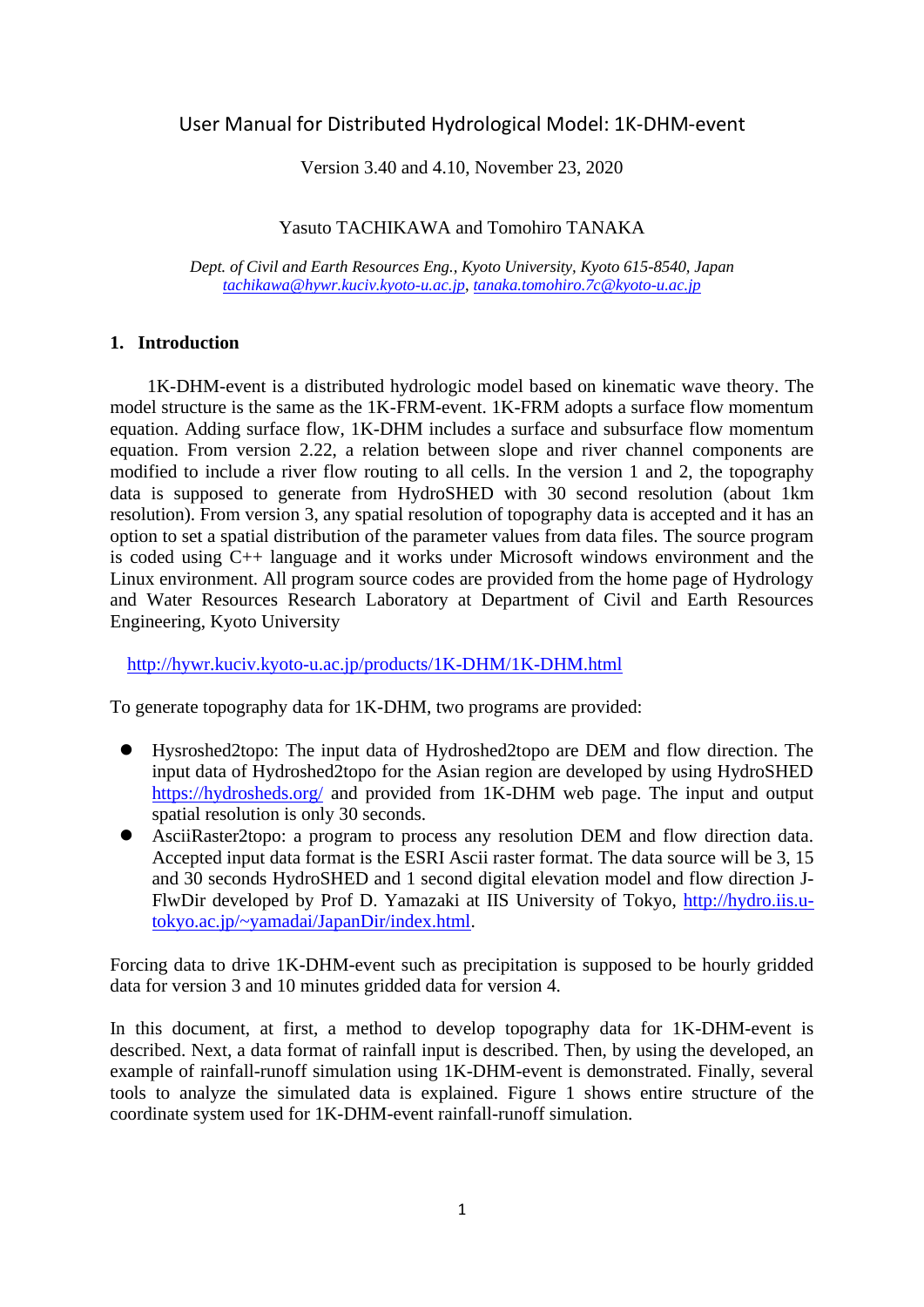# User Manual for Distributed Hydrological Model: 1K-DHM-event

Version 3.40 and 4.10, November 23, 2020

Yasuto TACHIKAWA and Tomohiro TANAKA

*Dept. of Civil and Earth Resources Eng., Kyoto University, Kyoto 615-8540, Japan*
*tachikawa@hywr.kuciv.kyoto-u.ac.jp, tanaka.tomohiro.7c@kyoto-u.ac.jp*

## 1. Introduction

1K-DHM-event is a distributed hydrologic model based on kinematic wave theory. The model structure is the same as the 1K-FRM-event. 1K-FRM adopts a surface flow momentum equation. Adding surface flow, 1K-DHM includes a surface and subsurface flow momentum equation. From version 2.22, a relation between slope and river channel components are modified to include a river flow routing to all cells. In the version 1 and 2, the topography data is supposed to generate from HydroSHED with 30 second resolution (about 1km resolution). From version 3, any spatial resolution of topography data is accepted and it has an option to set a spatial distribution of the parameter values from data files. The source program is coded using C++ language and it works under Microsoft windows environment and the Linux environment. All program source codes are provided from the home page of Hydrology and Water Resources Research Laboratory at Department of Civil and Earth Resources Engineering, Kyoto University

http://hywr.kuciv.kyoto-u.ac.jp/products/1K-DHM/1K-DHM.html

To generate topography data for 1K-DHM, two programs are provided:

- Hysroshed2topo: The input data of Hydroshed2topo are DEM and flow direction. The input data of Hydroshed2topo for the Asian region are developed by using HydroSHED https://hydrosheds.org/ and provided from 1K-DHM web page. The input and output spatial resolution is only 30 seconds.
- AsciiRaster2topo: a program to process any resolution DEM and flow direction data. Accepted input data format is the ESRI Ascii raster format. The data source will be 3, 15 and 30 seconds HydroSHED and 1 second digital elevation model and flow direction J-FlwDir developed by Prof D. Yamazaki at IIS University of Tokyo, http://hydro.iis.u-tokyo.ac.jp/~yamadai/JapanDir/index.html.

Forcing data to drive 1K-DHM-event such as precipitation is supposed to be hourly gridded data for version 3 and 10 minutes gridded data for version 4.

In this document, at first, a method to develop topography data for 1K-DHM-event is described. Next, a data format of rainfall input is described. Then, by using the developed, an example of rainfall-runoff simulation using 1K-DHM-event is demonstrated. Finally, several tools to analyze the simulated data is explained. Figure 1 shows entire structure of the coordinate system used for 1K-DHM-event rainfall-runoff simulation.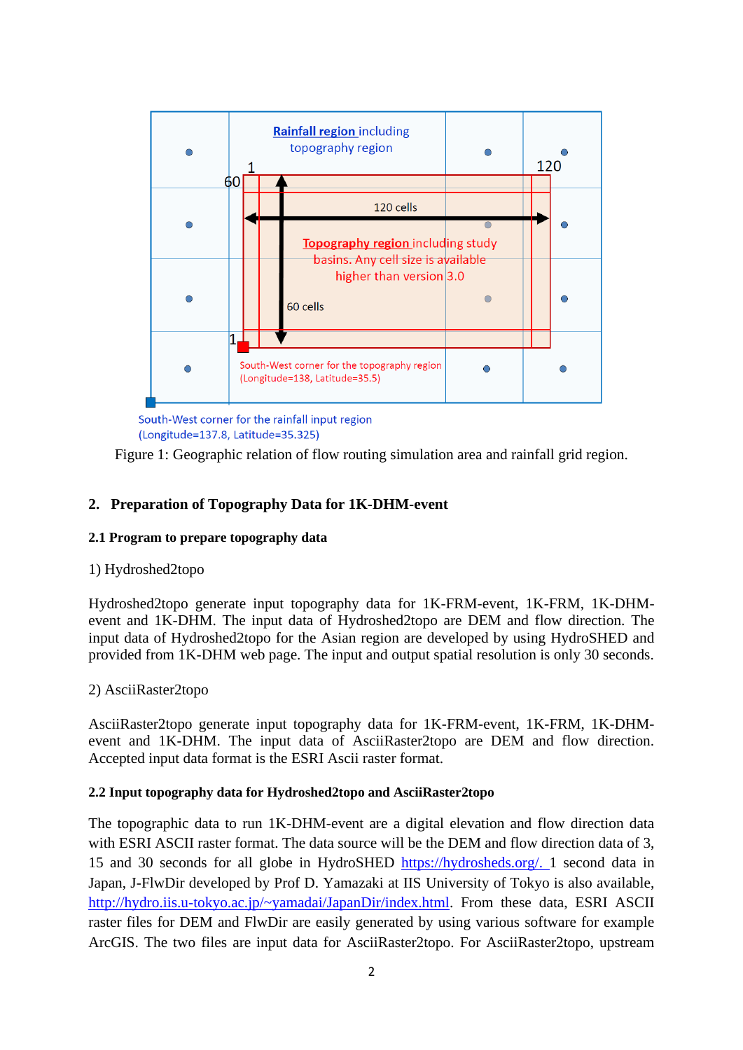Rainfall region including topography region

Topography region including study basins. Any cell size is available higher than version 3.0

South-West corner for the topography region (Longitude=138, Latitude=35.5)

South-West corner for the rainfall input region (Longitude=137.8, Latitude=35.325)

Figure 1: Geographic relation of flow routing simulation area and rainfall grid region.

## 2. Preparation of Topography Data for 1K-DHM-event

### 2.1 Program to prepare topography data

1) Hydroshed2topo

Hydroshed2topo generate input topography data for 1K-FRM-event, 1K-FRM, 1K-DHM-event and 1K-DHM. The input data of Hydroshed2topo are DEM and flow direction. The input data of Hydroshed2topo for the Asian region are developed by using HydroSHED and provided from 1K-DHM web page. The input and output spatial resolution is only 30 seconds.

2) AsciiRaster2topo

AsciiRaster2topo generate input topography data for 1K-FRM-event, 1K-FRM, 1K-DHM-event and 1K-DHM. The input data of AsciiRaster2topo are DEM and flow direction. Accepted input data format is the ESRI Ascii raster format.

### 2.2 Input topography data for Hydroshed2topo and AsciiRaster2topo

The topographic data to run 1K-DHM-event are a digital elevation and flow direction data with ESRI ASCII raster format. The data source will be the DEM and flow direction data of 3, 15 and 30 seconds for all globe in HydroSHED https://hydrosheds.org/. 1 second data in Japan, J-FlwDir developed by Prof D. Yamazaki at IIS University of Tokyo is also available, http://hydro.iis.u-tokyo.ac.jp/~yamadai/JapanDir/index.html. From these data, ESRI ASCII raster files for DEM and FlwDir are easily generated by using various software for example ArcGIS. The two files are input data for AsciiRaster2topo. For AsciiRaster2topo, upstream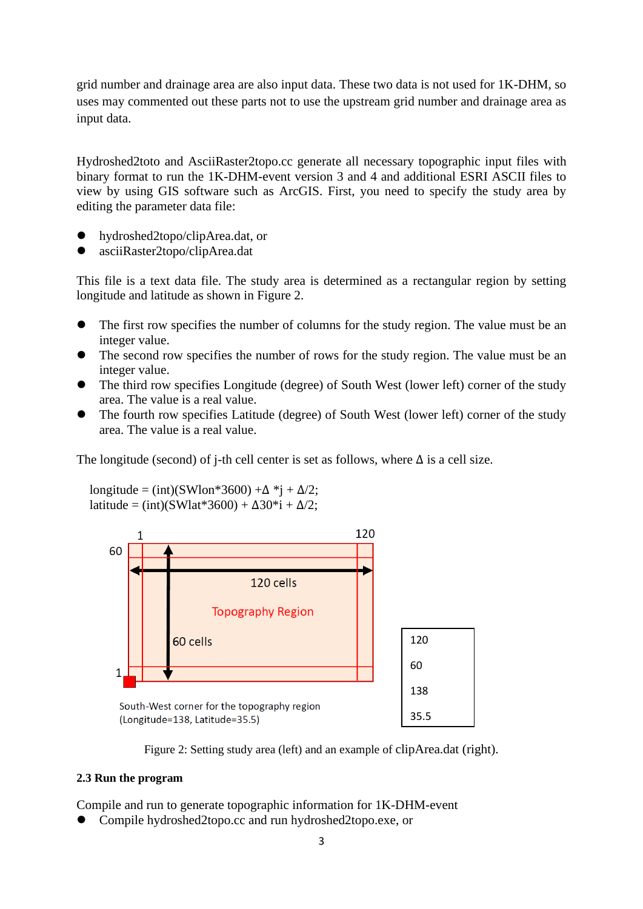grid number and drainage area are also input data. These two data is not used for 1K-DHM, so uses may commented out these parts not to use the upstream grid number and drainage area as input data.

Hydroshed2toto and AsciiRaster2topo.cc generate all necessary topographic input files with binary format to run the 1K-DHM-event version 3 and 4 and additional ESRI ASCII files to view by using GIS software such as ArcGIS. First, you need to specify the study area by editing the parameter data file:

- hydroshed2topo/clipArea.dat, or
- asciiRaster2topo/clipArea.dat

This file is a text data file. The study area is determined as a rectangular region by setting longitude and latitude as shown in Figure 2.

- The first row specifies the number of columns for the study region. The value must be an integer value.
- The second row specifies the number of rows for the study region. The value must be an integer value.
- The third row specifies Longitude (degree) of South West (lower left) corner of the study area. The value is a real value.
- The fourth row specifies Latitude (degree) of South West (lower left) corner of the study area. The value is a real value.

The longitude (second) of j-th cell center is set as follows, where Δ is a cell size.

```
longitude = (int)(SWlon*3600) +Δ *j + Δ/2;
latitude = (int)(SWlat*3600) + Δ30*i + Δ/2;
```

Figure 2: Setting study area (left) and an example of clipArea.dat (right).

### 2.3 Run the program

Compile and run to generate topographic information for 1K-DHM-event

- Compile hydroshed2topo.cc and run hydroshed2topo.exe, or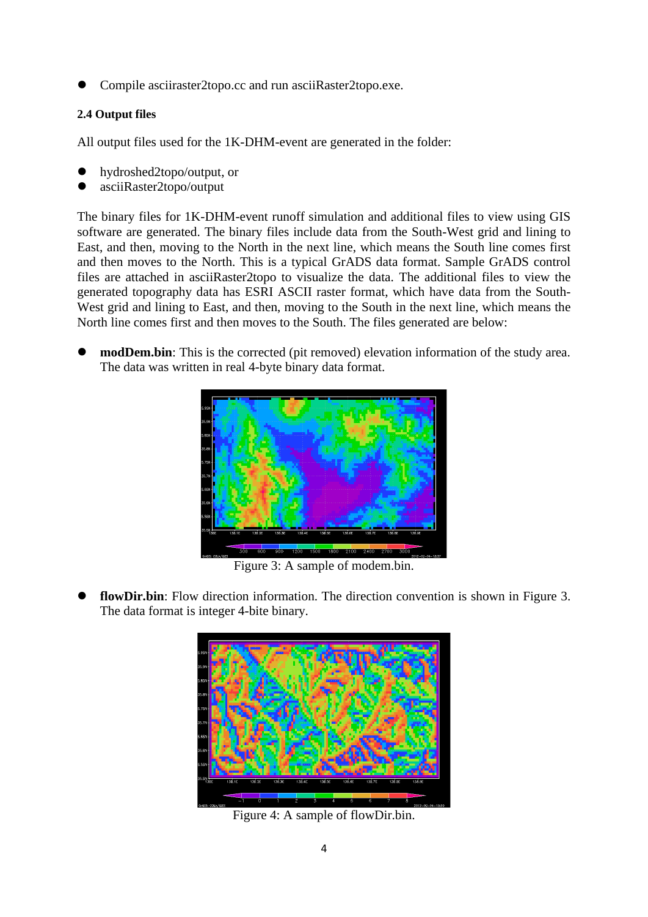- Compile asciiraster2topo.cc and run asciiRaster2topo.exe.

### 2.4 Output files

All output files used for the 1K-DHM-event are generated in the folder:

- hydroshed2topo/output, or
- asciiRaster2topo/output

The binary files for 1K-DHM-event runoff simulation and additional files to view using GIS software are generated. The binary files include data from the South-West grid and lining to East, and then, moving to the North in the next line, which means the South line comes first and then moves to the North. This is a typical GrADS data format. Sample GrADS control files are attached in asciiRaster2topo to visualize the data. The additional files to view the generated topography data has ESRI ASCII raster format, which have data from the South-West grid and lining to East, and then, moving to the South in the next line, which means the North line comes first and then moves to the South. The files generated are below:

- **modDem.bin**: This is the corrected (pit removed) elevation information of the study area. The data was written in real 4-byte binary data format.

Figure 3: A sample of modem.bin.

- **flowDir.bin**: Flow direction information. The direction convention is shown in Figure 3. The data format is integer 4-bite binary.

Figure 4: A sample of flowDir.bin.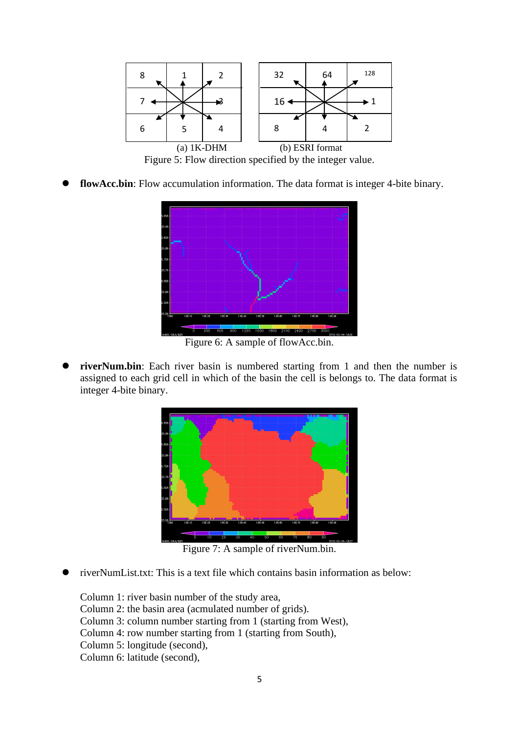(a) 1K-DHM (b) ESRI format

Figure 5: Flow direction specified by the integer value.

- **flowAcc.bin**: Flow accumulation information. The data format is integer 4-bite binary.

Figure 6: A sample of flowAcc.bin.

- **riverNum.bin**: Each river basin is numbered starting from 1 and then the number is assigned to each grid cell in which of the basin the cell is belongs to. The data format is integer 4-bite binary.

Figure 7: A sample of riverNum.bin.

- riverNumList.txt: This is a text file which contains basin information as below:

  Column 1: river basin number of the study area,
  Column 2: the basin area (acmulated number of grids).
  Column 3: column number starting from 1 (starting from West),
  Column 4: row number starting from 1 (starting from South),
  Column 5: longitude (second),
  Column 6: latitude (second),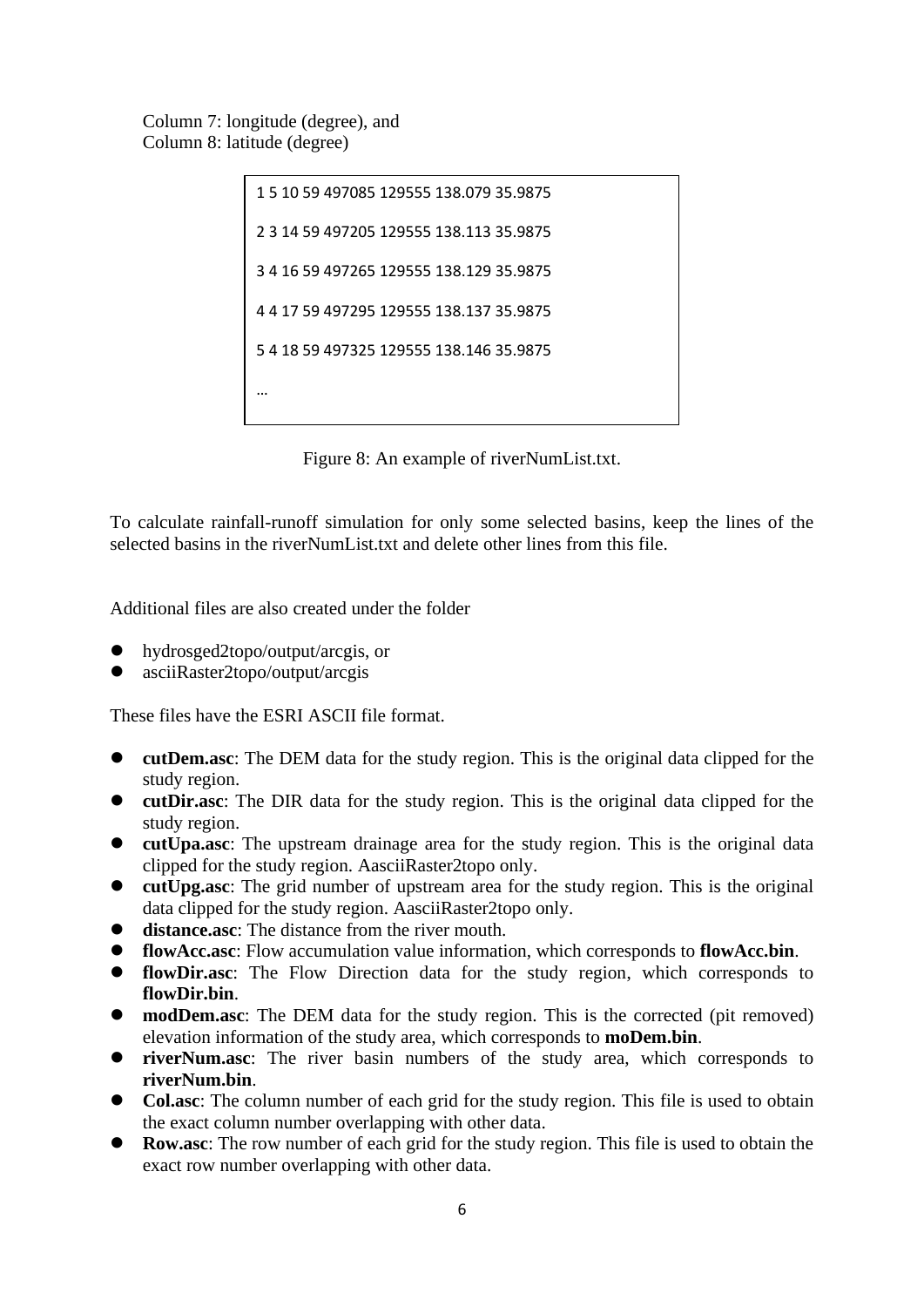Column 7: longitude (degree), and
Column 8: latitude (degree)

```
1 5 10 59 497085 129555 138.079 35.9875

2 3 14 59 497205 129555 138.113 35.9875

3 4 16 59 497265 129555 138.129 35.9875

4 4 17 59 497295 129555 138.137 35.9875

5 4 18 59 497325 129555 138.146 35.9875

…
```

Figure 8: An example of riverNumList.txt.

To calculate rainfall-runoff simulation for only some selected basins, keep the lines of the selected basins in the riverNumList.txt and delete other lines from this file.

Additional files are also created under the folder

- hydrosged2topo/output/arcgis, or
- asciiRaster2topo/output/arcgis

These files have the ESRI ASCII file format.

- **cutDem.asc**: The DEM data for the study region. This is the original data clipped for the study region.
- **cutDir.asc**: The DIR data for the study region. This is the original data clipped for the study region.
- **cutUpa.asc**: The upstream drainage area for the study region. This is the original data clipped for the study region. AasciiRaster2topo only.
- **cutUpg.asc**: The grid number of upstream area for the study region. This is the original data clipped for the study region. AasciiRaster2topo only.
- **distance.asc**: The distance from the river mouth.
- **flowAcc.asc**: Flow accumulation value information, which corresponds to **flowAcc.bin**.
- **flowDir.asc**: The Flow Direction data for the study region, which corresponds to **flowDir.bin**.
- **modDem.asc**: The DEM data for the study region. This is the corrected (pit removed) elevation information of the study area, which corresponds to **moDem.bin**.
- **riverNum.asc**: The river basin numbers of the study area, which corresponds to **riverNum.bin**.
- **Col.asc**: The column number of each grid for the study region. This file is used to obtain the exact column number overlapping with other data.
- **Row.asc**: The row number of each grid for the study region. This file is used to obtain the exact row number overlapping with other data.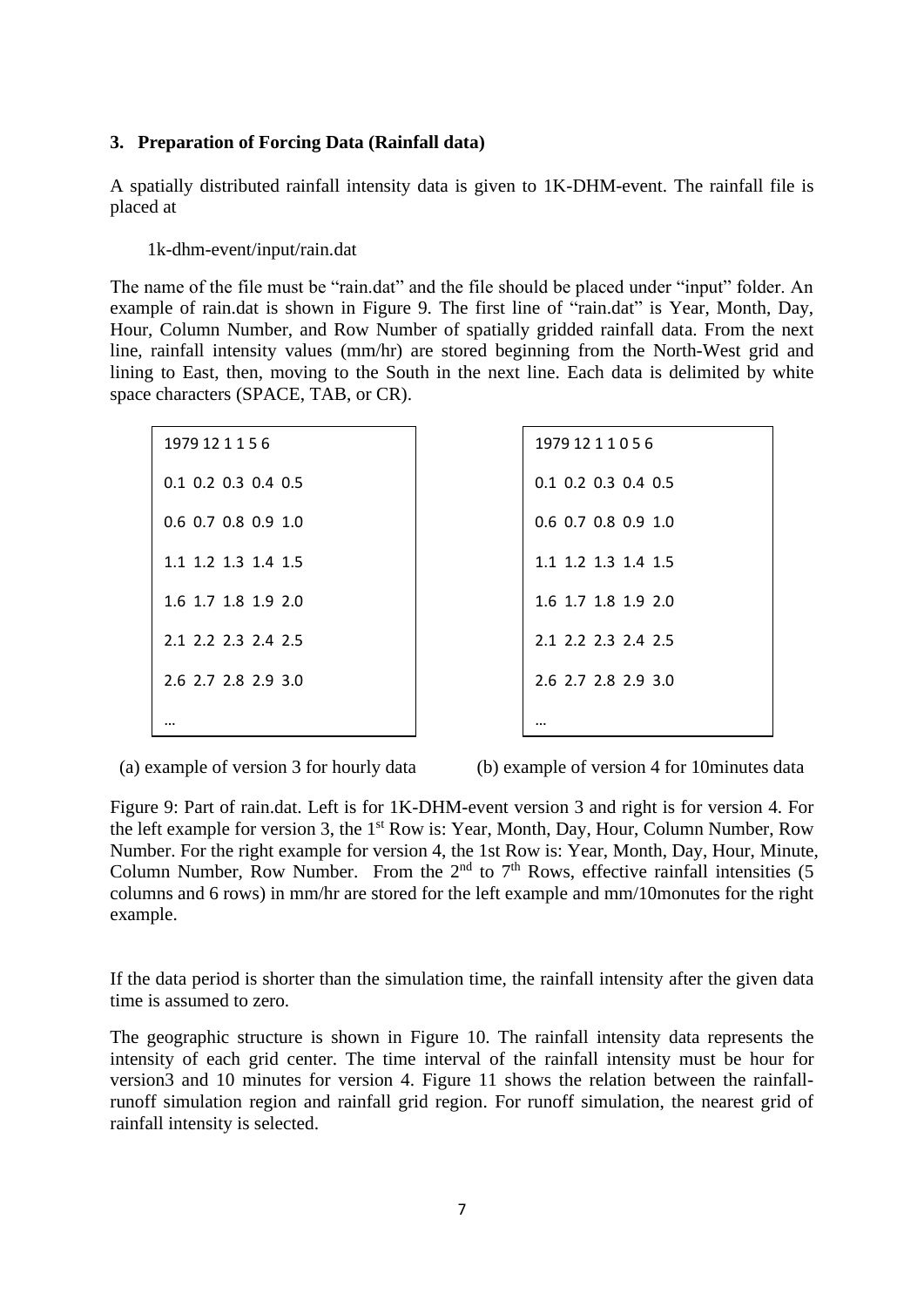### 3. Preparation of Forcing Data (Rainfall data)

A spatially distributed rainfall intensity data is given to 1K-DHM-event. The rainfall file is placed at

1k-dhm-event/input/rain.dat

The name of the file must be "rain.dat" and the file should be placed under "input" folder. An example of rain.dat is shown in Figure 9. The first line of "rain.dat" is Year, Month, Day, Hour, Column Number, and Row Number of spatially gridded rainfall data. From the next line, rainfall intensity values (mm/hr) are stored beginning from the North-West grid and lining to East, then, moving to the South in the next line. Each data is delimited by white space characters (SPACE, TAB, or CR).

```
1979 12 1 1 5 6
0.1  0.2  0.3  0.4  0.5
0.6  0.7  0.8  0.9  1.0
1.1  1.2  1.3  1.4  1.5
1.6  1.7  1.8  1.9  2.0
2.1  2.2  2.3  2.4  2.5
2.6  2.7  2.8  2.9  3.0
…
```

(a) example of version 3 for hourly data

```
1979 12 1 1 0 5 6
0.1  0.2  0.3  0.4  0.5
0.6  0.7  0.8  0.9  1.0
1.1  1.2  1.3  1.4  1.5
1.6  1.7  1.8  1.9  2.0
2.1  2.2  2.3  2.4  2.5
2.6  2.7  2.8  2.9  3.0
…
```

(b) example of version 4 for 10minutes data

Figure 9: Part of rain.dat. Left is for 1K-DHM-event version 3 and right is for version 4. For the left example for version 3, the 1st Row is: Year, Month, Day, Hour, Column Number, Row Number. For the right example for version 4, the 1st Row is: Year, Month, Day, Hour, Minute, Column Number, Row Number. From the 2nd to 7th Rows, effective rainfall intensities (5 columns and 6 rows) in mm/hr are stored for the left example and mm/10monutes for the right example.

If the data period is shorter than the simulation time, the rainfall intensity after the given data time is assumed to zero.

The geographic structure is shown in Figure 10. The rainfall intensity data represents the intensity of each grid center. The time interval of the rainfall intensity must be hour for version3 and 10 minutes for version 4. Figure 11 shows the relation between the rainfall-runoff simulation region and rainfall grid region. For runoff simulation, the nearest grid of rainfall intensity is selected.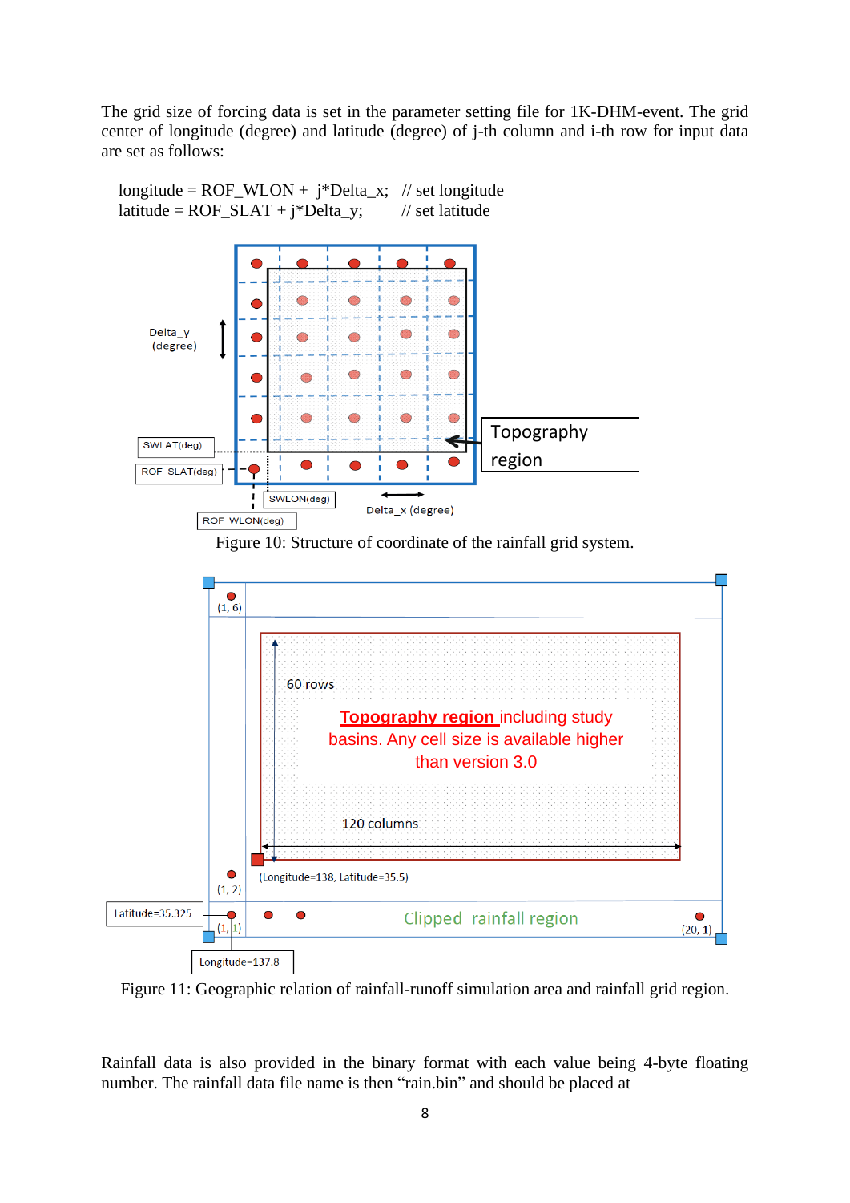The grid size of forcing data is set in the parameter setting file for 1K-DHM-event. The grid center of longitude (degree) and latitude (degree) of j-th column and i-th row for input data are set as follows:

```
longitude = ROF_WLON + j*Delta_x;   // set longitude
latitude = ROF_SLAT + j*Delta_y;    // set latitude
```

Figure 10: Structure of coordinate of the rainfall grid system.

Figure 11: Geographic relation of rainfall-runoff simulation area and rainfall grid region.

Rainfall data is also provided in the binary format with each value being 4-byte floating number. The rainfall data file name is then "rain.bin" and should be placed at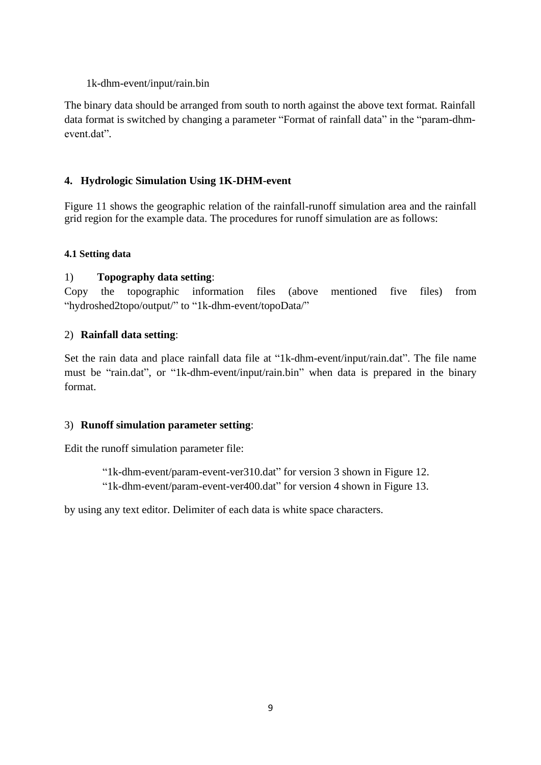1k-dhm-event/input/rain.bin

The binary data should be arranged from south to north against the above text format. Rainfall data format is switched by changing a parameter “Format of rainfall data” in the “param-dhm-event.dat”.

## 4. Hydrologic Simulation Using 1K-DHM-event

Figure 11 shows the geographic relation of the rainfall-runoff simulation area and the rainfall grid region for the example data. The procedures for runoff simulation are as follows:

### 4.1 Setting data

1) **Topography data setting**:
Copy the topographic information files (above mentioned five files) from “hydroshed2topo/output/” to “1k-dhm-event/topoData/”

2) **Rainfall data setting**:

Set the rain data and place rainfall data file at “1k-dhm-event/input/rain.dat”. The file name must be “rain.dat”, or “1k-dhm-event/input/rain.bin” when data is prepared in the binary format.

3) **Runoff simulation parameter setting**:

Edit the runoff simulation parameter file:

“1k-dhm-event/param-event-ver310.dat” for version 3 shown in Figure 12.
“1k-dhm-event/param-event-ver400.dat” for version 4 shown in Figure 13.

by using any text editor. Delimiter of each data is white space characters.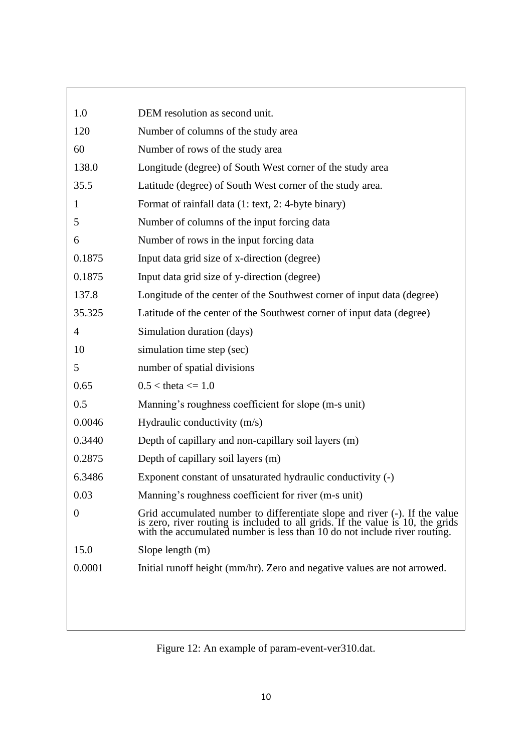| | |
|---|---|
| 1.0 | DEM resolution as second unit. |
| 120 | Number of columns of the study area |
| 60 | Number of rows of the study area |
| 138.0 | Longitude (degree) of South West corner of the study area |
| 35.5 | Latitude (degree) of South West corner of the study area. |
| 1 | Format of rainfall data (1: text, 2: 4-byte binary) |
| 5 | Number of columns of the input forcing data |
| 6 | Number of rows in the input forcing data |
| 0.1875 | Input data grid size of x-direction (degree) |
| 0.1875 | Input data grid size of y-direction (degree) |
| 137.8 | Longitude of the center of the Southwest corner of input data (degree) |
| 35.325 | Latitude of the center of the Southwest corner of input data (degree) |
| 4 | Simulation duration (days) |
| 10 | simulation time step (sec) |
| 5 | number of spatial divisions |
| 0.65 | 0.5 < theta <= 1.0 |
| 0.5 | Manning's roughness coefficient for slope (m-s unit) |
| 0.0046 | Hydraulic conductivity (m/s) |
| 0.3440 | Depth of capillary and non-capillary soil layers (m) |
| 0.2875 | Depth of capillary soil layers (m) |
| 6.3486 | Exponent constant of unsaturated hydraulic conductivity (-) |
| 0.03 | Manning's roughness coefficient for river (m-s unit) |
| 0 | Grid accumulated number to differentiate slope and river (-). If the value is zero, river routing is included to all grids. If the value is 10, the grids with the accumulated number is less than 10 do not include river routing. |
| 15.0 | Slope length (m) |
| 0.0001 | Initial runoff height (mm/hr). Zero and negative values are not arrowed. |

Figure 12: An example of param-event-ver310.dat.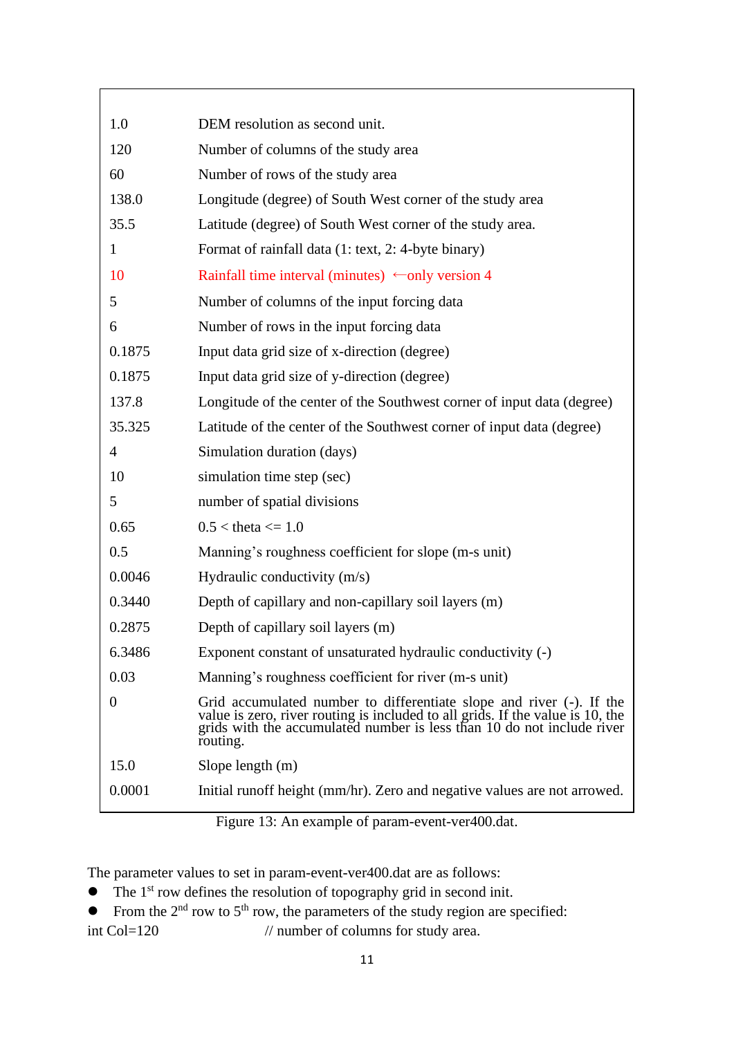| | |
|---|---|
| 1.0 | DEM resolution as second unit. |
| 120 | Number of columns of the study area |
| 60 | Number of rows of the study area |
| 138.0 | Longitude (degree) of South West corner of the study area |
| 35.5 | Latitude (degree) of South West corner of the study area. |
| 1 | Format of rainfall data (1: text, 2: 4-byte binary) |
| 10 | Rainfall time interval (minutes) ←only version 4 |
| 5 | Number of columns of the input forcing data |
| 6 | Number of rows in the input forcing data |
| 0.1875 | Input data grid size of x-direction (degree) |
| 0.1875 | Input data grid size of y-direction (degree) |
| 137.8 | Longitude of the center of the Southwest corner of input data (degree) |
| 35.325 | Latitude of the center of the Southwest corner of input data (degree) |
| 4 | Simulation duration (days) |
| 10 | simulation time step (sec) |
| 5 | number of spatial divisions |
| 0.65 | 0.5 < theta <= 1.0 |
| 0.5 | Manning's roughness coefficient for slope (m-s unit) |
| 0.0046 | Hydraulic conductivity (m/s) |
| 0.3440 | Depth of capillary and non-capillary soil layers (m) |
| 0.2875 | Depth of capillary soil layers (m) |
| 6.3486 | Exponent constant of unsaturated hydraulic conductivity (-) |
| 0.03 | Manning's roughness coefficient for river (m-s unit) |
| 0 | Grid accumulated number to differentiate slope and river (-). If the value is zero, river routing is included to all grids. If the value is 10, the grids with the accumulated number is less than 10 do not include river routing. |
| 15.0 | Slope length (m) |
| 0.0001 | Initial runoff height (mm/hr). Zero and negative values are not arowed. |

Figure 13: An example of param-event-ver400.dat.

The parameter values to set in param-event-ver400.dat are as follows:

- The 1st row defines the resolution of topography grid in second init.
- From the 2nd row to 5th row, the parameters of the study region are specified:

int Col=120 // number of columns for study area.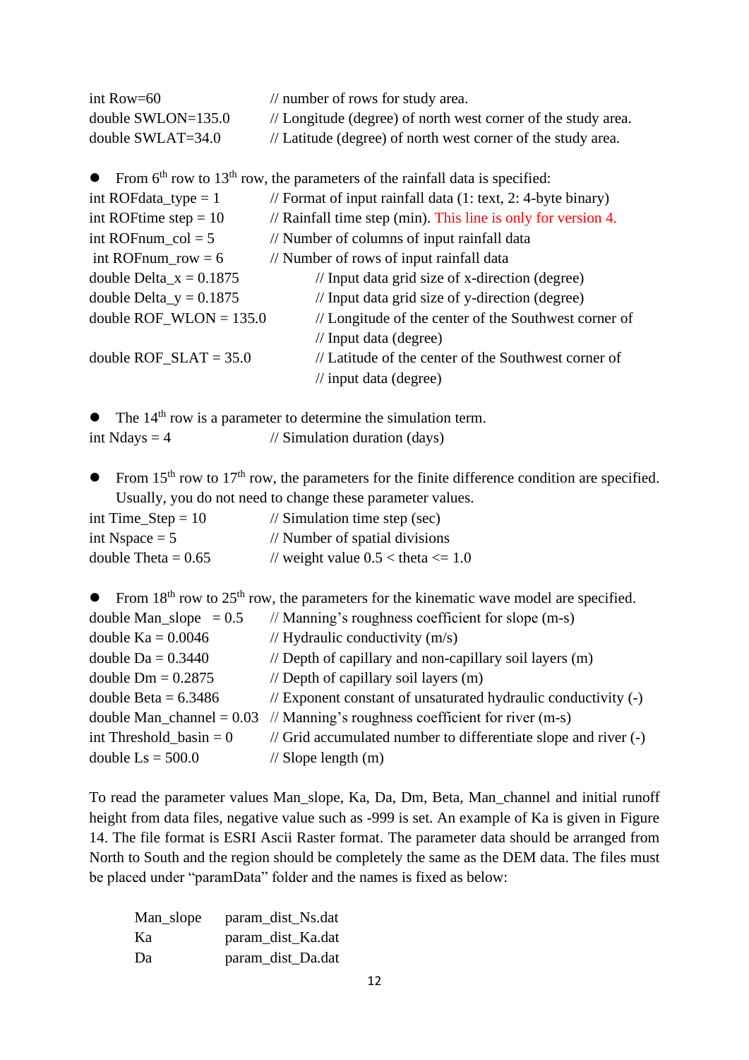```
int Row=60                  // number of rows for study area.
double SWLON=135.0          // Longitude (degree) of north west corner of the study area.
double SWLAT=34.0           // Latitude (degree) of north west corner of the study area.
```

- From 6th row to 13th row, the parameters of the rainfall data is specified:

```
int ROFdata_type = 1        // Format of input rainfall data (1: text, 2: 4-byte binary)
int ROFtime step = 10       // Rainfall time step (min). This line is only for version 4.
int ROFnum_col = 5          // Number of columns of input rainfall data
 int ROFnum_row = 6         // Number of rows of input rainfall data
double Delta_x = 0.1875             // Input data grid size of x-direction (degree)
double Delta_y = 0.1875             // Input data grid size of y-direction (degree)
double ROF_WLON = 135.0             // Longitude of the center of the Southwest corner of
                                    // Input data (degree)
double ROF_SLAT = 35.0              // Latitude of the center of the Southwest corner of
                                    // input data (degree)
```

- The 14th row is a parameter to determine the simulation term.

```
int Ndays = 4               // Simulation duration (days)
```

- From 15th row to 17th row, the parameters for the finite difference condition are specified. Usually, you do not need to change these parameter values.

```
int Time_Step = 10          // Simulation time step (sec)
int Nspace = 5              // Number of spatial divisions
double Theta = 0.65         // weight value 0.5 < theta <= 1.0
```

- From 18th row to 25th row, the parameters for the kinematic wave model are specified.

```
double Man_slope   = 0.5    // Manning's roughness coefficient for slope (m-s)
double Ka = 0.0046          // Hydraulic conductivity (m/s)
double Da = 0.3440          // Depth of capillary and non-capillary soil layers (m)
double Dm = 0.2875          // Depth of capillary soil layers (m)
double Beta = 6.3486        // Exponent constant of unsaturated hydraulic conductivity (-)
double Man_channel = 0.03   // Manning's roughness coefficient for river (m-s)
int Threshold_basin = 0     // Grid accumulated number to differentiate slope and river (-)
double Ls = 500.0           // Slope length (m)
```

To read the parameter values Man_slope, Ka, Da, Dm, Beta, Man_channel and initial runoff height from data files, negative value such as -999 is set. An example of Ka is given in Figure 14. The file format is ESRI Ascii Raster format. The parameter data should be arranged from North to South and the region should be completely the same as the DEM data. The files must be placed under "paramData" folder and the names is fixed as below:

| | |
|---|---|
| Man_slope | param_dist_Ns.dat |
| Ka | param_dist_Ka.dat |
| Da | param_dist_Da.dat |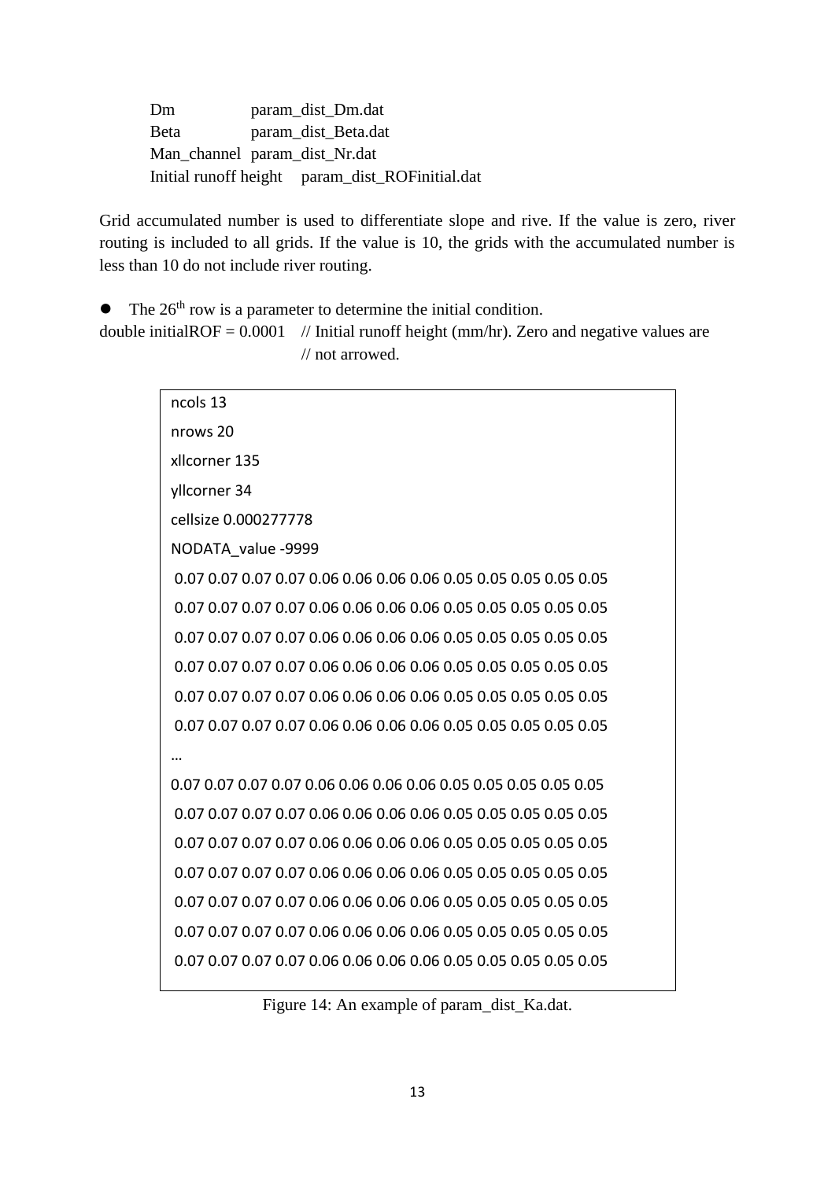| | |
|---|---|
| Dm | param_dist_Dm.dat |
| Beta | param_dist_Beta.dat |
| Man_channel | param_dist_Nr.dat |
| Initial runoff height | param_dist_ROFinitial.dat |

Grid accumulated number is used to differentiate slope and rive. If the value is zero, river routing is included to all grids. If the value is 10, the grids with the accumulated number is less than 10 do not include river routing.

- The 26th row is a parameter to determine the initial condition.

```
double initialROF = 0.0001   // Initial runoff height (mm/hr). Zero and negative values are
                             // not arrowed.
```

```
ncols 13
nrows 20
xllcorner 135
yllcorner 34
cellsize 0.000277778
NODATA_value -9999
 0.07 0.07 0.07 0.07 0.06 0.06 0.06 0.06 0.05 0.05 0.05 0.05 0.05
 0.07 0.07 0.07 0.07 0.06 0.06 0.06 0.06 0.05 0.05 0.05 0.05 0.05
 0.07 0.07 0.07 0.07 0.06 0.06 0.06 0.06 0.05 0.05 0.05 0.05 0.05
 0.07 0.07 0.07 0.07 0.06 0.06 0.06 0.06 0.05 0.05 0.05 0.05 0.05
 0.07 0.07 0.07 0.07 0.06 0.06 0.06 0.06 0.05 0.05 0.05 0.05 0.05
 0.07 0.07 0.07 0.07 0.06 0.06 0.06 0.06 0.05 0.05 0.05 0.05 0.05
…
0.07 0.07 0.07 0.07 0.06 0.06 0.06 0.06 0.05 0.05 0.05 0.05 0.05
 0.07 0.07 0.07 0.07 0.06 0.06 0.06 0.06 0.05 0.05 0.05 0.05 0.05
 0.07 0.07 0.07 0.07 0.06 0.06 0.06 0.06 0.05 0.05 0.05 0.05 0.05
 0.07 0.07 0.07 0.07 0.06 0.06 0.06 0.06 0.05 0.05 0.05 0.05 0.05
 0.07 0.07 0.07 0.07 0.06 0.06 0.06 0.06 0.05 0.05 0.05 0.05 0.05
 0.07 0.07 0.07 0.07 0.06 0.06 0.06 0.06 0.05 0.05 0.05 0.05 0.05
 0.07 0.07 0.07 0.07 0.06 0.06 0.06 0.06 0.05 0.05 0.05 0.05 0.05
```

Figure 14: An example of param_dist_Ka.dat.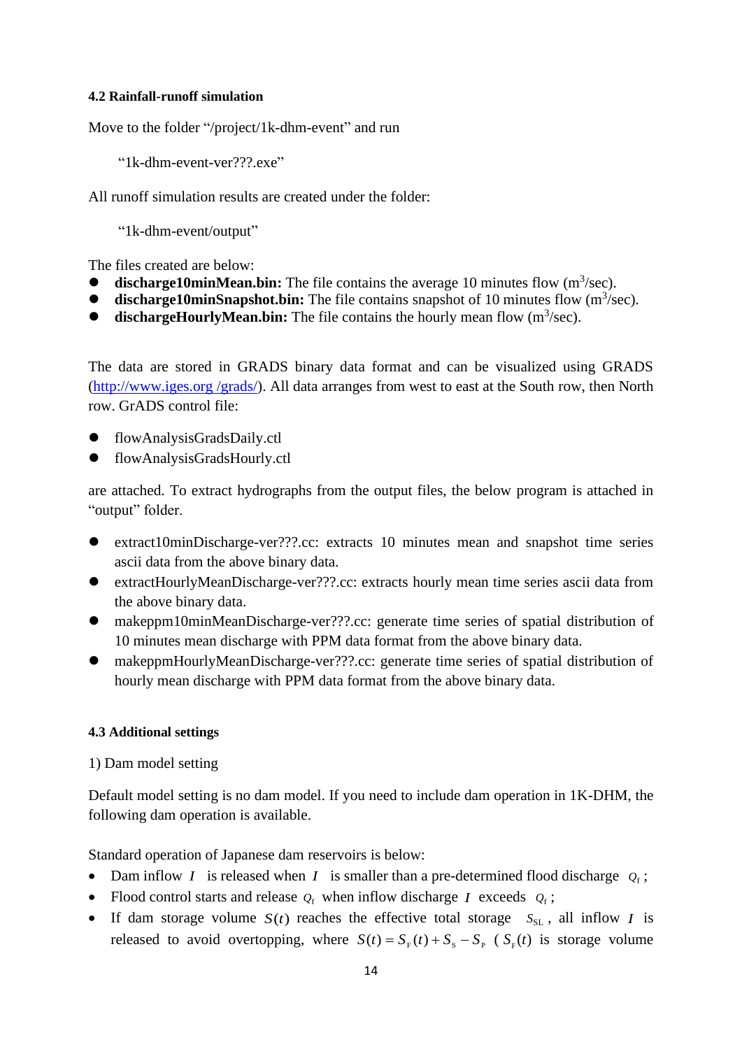#### 4.2 Rainfall-runoff simulation

Move to the folder "/project/1k-dhm-event" and run

"1k-dhm-event-ver???.exe"

All runoff simulation results are created under the folder:

"1k-dhm-event/output"

The files created are below:

- **discharge10minMean.bin:** The file contains the average 10 minutes flow (m$^3$/sec).
- **discharge10minSnapshot.bin:** The file contains snapshot of 10 minutes flow (m$^3$/sec).
- **dischargeHourlyMean.bin:** The file contains the hourly mean flow (m$^3$/sec).

The data are stored in GRADS binary data format and can be visualized using GRADS (http://www.iges.org /grads/). All data arranges from west to east at the South row, then North row. GrADS control file:

- flowAnalysisGradsDaily.ctl
- flowAnalysisGradsHourly.ctl

are attached. To extract hydrographs from the output files, the below program is attached in "output" folder.

- extract10minDischarge-ver???.cc: extracts 10 minutes mean and snapshot time series ascii data from the above binary data.
- extractHourlyMeanDischarge-ver???.cc: extracts hourly mean time series ascii data from the above binary data.
- makeppm10minMeanDischarge-ver???.cc: generate time series of spatial distribution of 10 minutes mean discharge with PPM data format from the above binary data.
- makeppmHourlyMeanDischarge-ver???.cc: generate time series of spatial distribution of hourly mean discharge with PPM data format from the above binary data.

#### 4.3 Additional settings

1) Dam model setting

Default model setting is no dam model. If you need to include dam operation in 1K-DHM, the following dam operation is available.

Standard operation of Japanese dam reservoirs is below:

- Dam inflow $I$ is released when $I$ is smaller than a pre-determined flood discharge $Q_f$;
- Flood control starts and release $Q_f$ when inflow discharge $I$ exceeds $Q_f$;
- If dam storage volume $S(t)$ reaches the effective total storage $S_{SL}$, all inflow $I$ is released to avoid overtopping, where $S(t) = S_F(t) + S_S - S_P$ ($S_F(t)$ is storage volume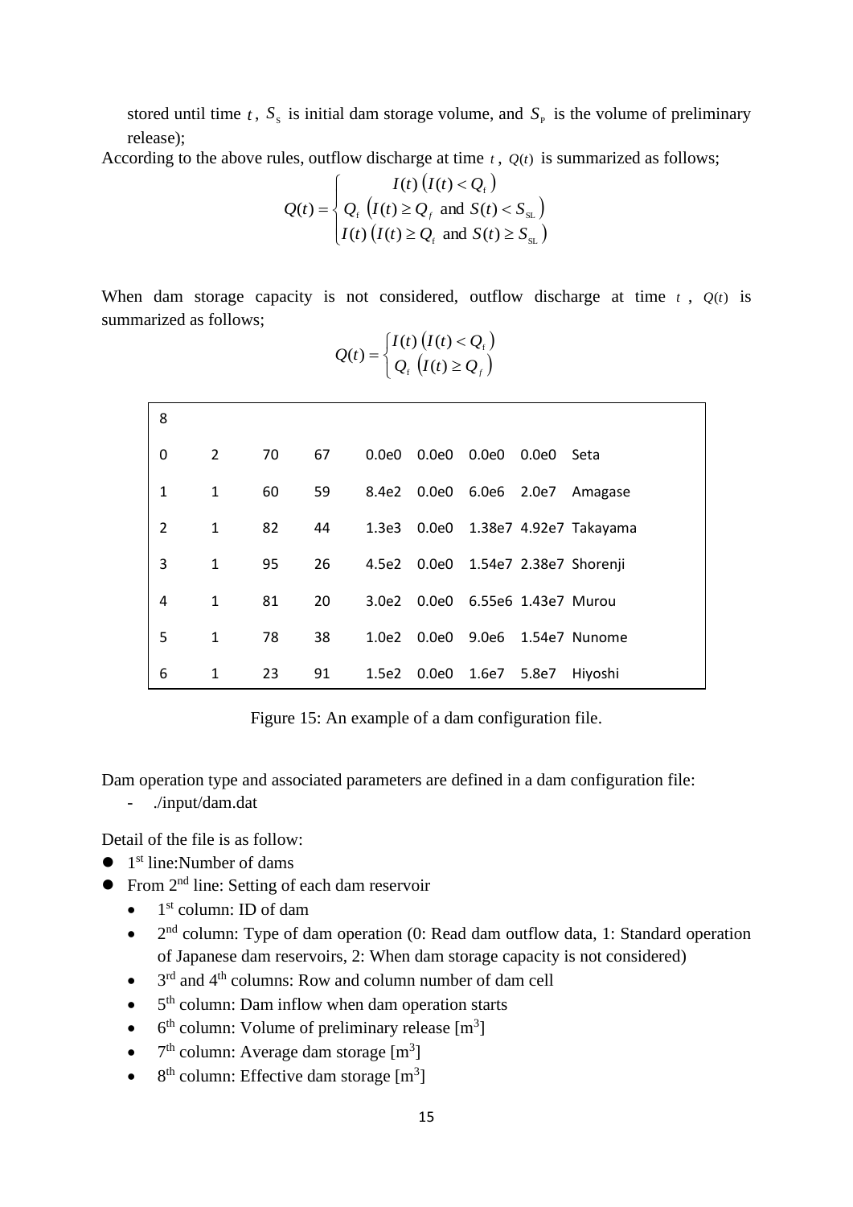stored until time $t$, $S_{\mathrm{S}}$ is initial dam storage volume, and $S_{\mathrm{P}}$ is the volume of preliminary release);

According to the above rules, outflow discharge at time $t$, $Q(t)$ is summarized as follows;

$$Q(t)=\begin{cases} I(t)\ \left(I(t)<Q_{\mathrm{f}}\right) \\ Q_{\mathrm{f}}\ \left(I(t)\geq Q_{f}\ \text{and}\ S(t)<S_{\mathrm{SL}}\right) \\ I(t)\ \left(I(t)\geq Q_{\mathrm{f}}\ \text{and}\ S(t)\geq S_{\mathrm{SL}}\right) \end{cases}$$

When dam storage capacity is not considered, outflow discharge at time $t$, $Q(t)$ is summarized as follows;

$$Q(t)=\begin{cases} I(t)\ \left(I(t)<Q_{\mathrm{f}}\right) \\ Q_{\mathrm{f}}\ \left(I(t)\geq Q_{f}\right) \end{cases}$$

```
8
0    2    70    67    0.0e0    0.0e0    0.0e0     0.0e0     Seta
1    1    60    59    8.4e2    0.0e0    6.0e6     2.0e7     Amagase
2    1    82    44    1.3e3    0.0e0    1.38e7    4.92e7    Takayama
3    1    95    26    4.5e2    0.0e0    1.54e7    2.38e7    Shorenji
4    1    81    20    3.0e2    0.0e0    6.55e6    1.43e7    Murou
5    1    78    38    1.0e2    0.0e0    9.0e6     1.54e7    Nunome
6    1    23    91    1.5e2    0.0e0    1.6e7     5.8e7     Hiyoshi
```

Figure 15: An example of a dam configuration file.

Dam operation type and associated parameters are defined in a dam configuration file:

- ./input/dam.dat

Detail of the file is as follow:

- 1st line:Number of dams
- From 2nd line: Setting of each dam reservoir
  - 1st column: ID of dam
  - 2nd column: Type of dam operation (0: Read dam outflow data, 1: Standard operation of Japanese dam reservoirs, 2: When dam storage capacity is not considered)
  - 3rd and 4th columns: Row and column number of dam cell
  - 5th column: Dam inflow when dam operation starts
  - 6th column: Volume of preliminary release [m$^3$]
  - 7th column: Average dam storage [m$^3$]
  - 8th column: Effective dam storage [m$^3$]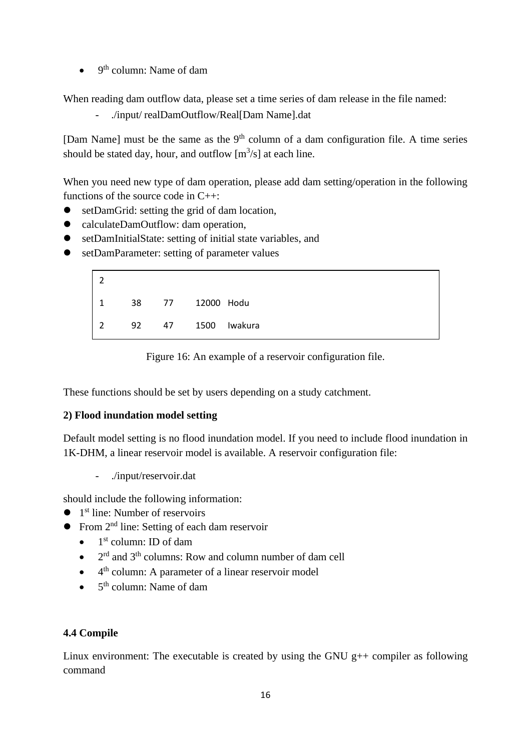- 9th column: Name of dam

When reading dam outflow data, please set a time series of dam release in the file named:

- ./input/ realDamOutflow/Real[Dam Name].dat

[Dam Name] must be the same as the 9th column of a dam configuration file. A time series should be stated day, hour, and outflow [$m^3/s$] at each line.

When you need new type of dam operation, please add dam setting/operation in the following functions of the source code in C++:

- setDamGrid: setting the grid of dam location,
- calculateDamOutflow: dam operation,
- setDamInitialState: setting of initial state variables, and
- setDamParameter: setting of parameter values

```
2
1    38    77    12000  Hodu
2    92    47    1500   Iwakura
```

Figure 16: An example of a reservoir configuration file.

These functions should be set by users depending on a study catchment.

**2) Flood inundation model setting**

Default model setting is no flood inundation model. If you need to include flood inundation in 1K-DHM, a linear reservoir model is available. A reservoir configuration file:

- ./input/reservoir.dat

should include the following information:

- 1st line: Number of reservoirs
- From 2nd line: Setting of each dam reservoir
  - 1st column: ID of dam
  - 2rd and 3th columns: Row and column number of dam cell
  - 4th column: A parameter of a linear reservoir model
  - 5th column: Name of dam

### 4.4 Compile

Linux environment: The executable is created by using the GNU g++ compiler as following command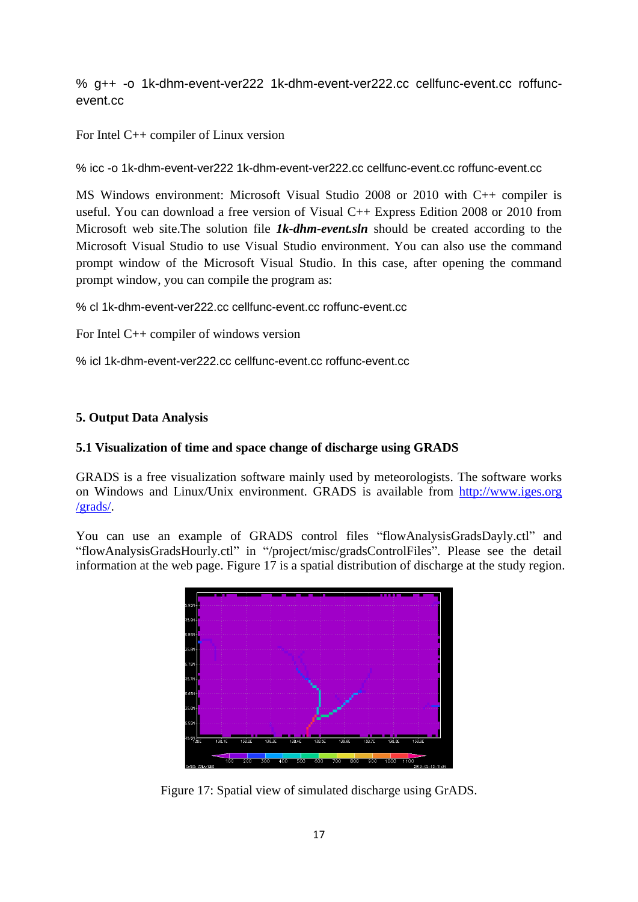```
% g++ -o 1k-dhm-event-ver222 1k-dhm-event-ver222.cc cellfunc-event.cc roffunc-event.cc
```

For Intel C++ compiler of Linux version

```
% icc -o 1k-dhm-event-ver222 1k-dhm-event-ver222.cc cellfunc-event.cc roffunc-event.cc
```

MS Windows environment: Microsoft Visual Studio 2008 or 2010 with C++ compiler is useful. You can download a free version of Visual C++ Express Edition 2008 or 2010 from Microsoft web site.The solution file ***1k-dhm-event.sln*** should be created according to the Microsoft Visual Studio to use Visual Studio environment. You can also use the command prompt window of the Microsoft Visual Studio. In this case, after opening the command prompt window, you can compile the program as:

```
% cl 1k-dhm-event-ver222.cc cellfunc-event.cc roffunc-event.cc
```

For Intel C++ compiler of windows version

```
% icl 1k-dhm-event-ver222.cc cellfunc-event.cc roffunc-event.cc
```

## 5. Output Data Analysis

### 5.1 Visualization of time and space change of discharge using GRADS

GRADS is a free visualization software mainly used by meteorologists. The software works on Windows and Linux/Unix environment. GRADS is available from http://www.iges.org/grads/.

You can use an example of GRADS control files "flowAnalysisGradsDayly.ctl" and "flowAnalysisGradsHourly.ctl" in "/project/misc/gradsControlFiles". Please see the detail information at the web page. Figure 17 is a spatial distribution of discharge at the study region.

Figure 17: Spatial view of simulated discharge using GrADS.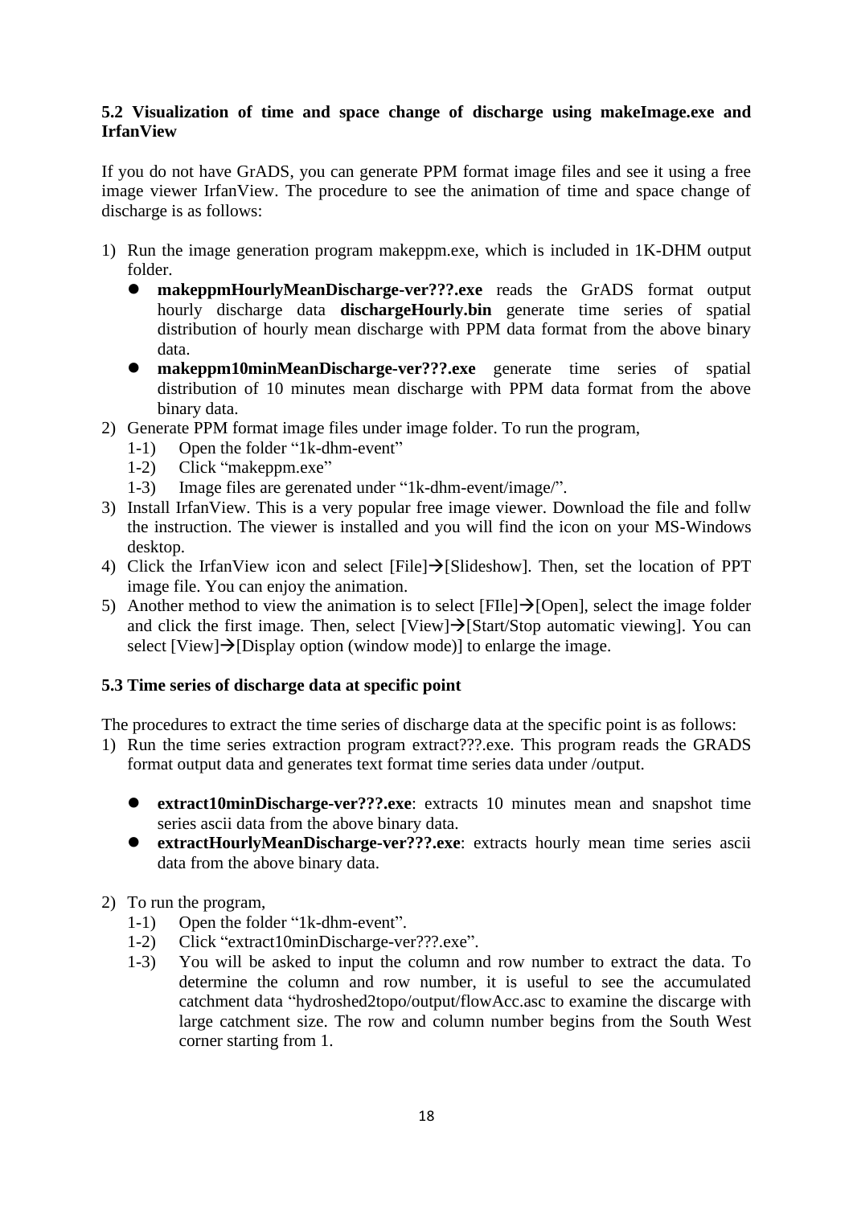## 5.2 Visualization of time and space change of discharge using makeImage.exe and IrfanView

If you do not have GrADS, you can generate PPM format image files and see it using a free image viewer IrfanView. The procedure to see the animation of time and space change of discharge is as follows:

1) Run the image generation program makeppm.exe, which is included in 1K-DHM output folder.
   - **makeppmHourlyMeanDischarge-ver???.exe** reads the GrADS format output hourly discharge data **dischargeHourly.bin** generate time series of spatial distribution of hourly mean discharge with PPM data format from the above binary data.
   - **makeppm10minMeanDischarge-ver???.exe** generate time series of spatial distribution of 10 minutes mean discharge with PPM data format from the above binary data.
2) Generate PPM format image files under image folder. To run the program,
   1-1) Open the folder "1k-dhm-event"
   1-2) Click "makeppm.exe"
   1-3) Image files are gerenated under "1k-dhm-event/image/".
3) Install IrfanView. This is a very popular free image viewer. Download the file and follw the instruction. The viewer is installed and you will find the icon on your MS-Windows desktop.
4) Click the IrfanView icon and select [File]→[Slideshow]. Then, set the location of PPT image file. You can enjoy the animation.
5) Another method to view the animation is to select [FIle]→[Open], select the image folder and click the first image. Then, select [View]→[Start/Stop automatic viewing]. You can select [View]→[Display option (window mode)] to enlarge the image.

## 5.3 Time series of discharge data at specific point

The procedures to extract the time series of discharge data at the specific point is as follows:

1) Run the time series extraction program extract???.exe. This program reads the GRADS format output data and generates text format time series data under /output.

   - **extract10minDischarge-ver???.exe**: extracts 10 minutes mean and snapshot time series ascii data from the above binary data.
   - **extractHourlyMeanDischarge-ver???.exe**: extracts hourly mean time series ascii data from the above binary data.

2) To run the program,
   1-1) Open the folder "1k-dhm-event".
   1-2) Click "extract10minDischarge-ver???.exe".
   1-3) You will be asked to input the column and row number to extract the data. To determine the column and row number, it is useful to see the accumulated catchment data "hydroshed2topo/output/flowAcc.asc to examine the discarge with large catchment size. The row and column number begins from the South West corner starting from 1.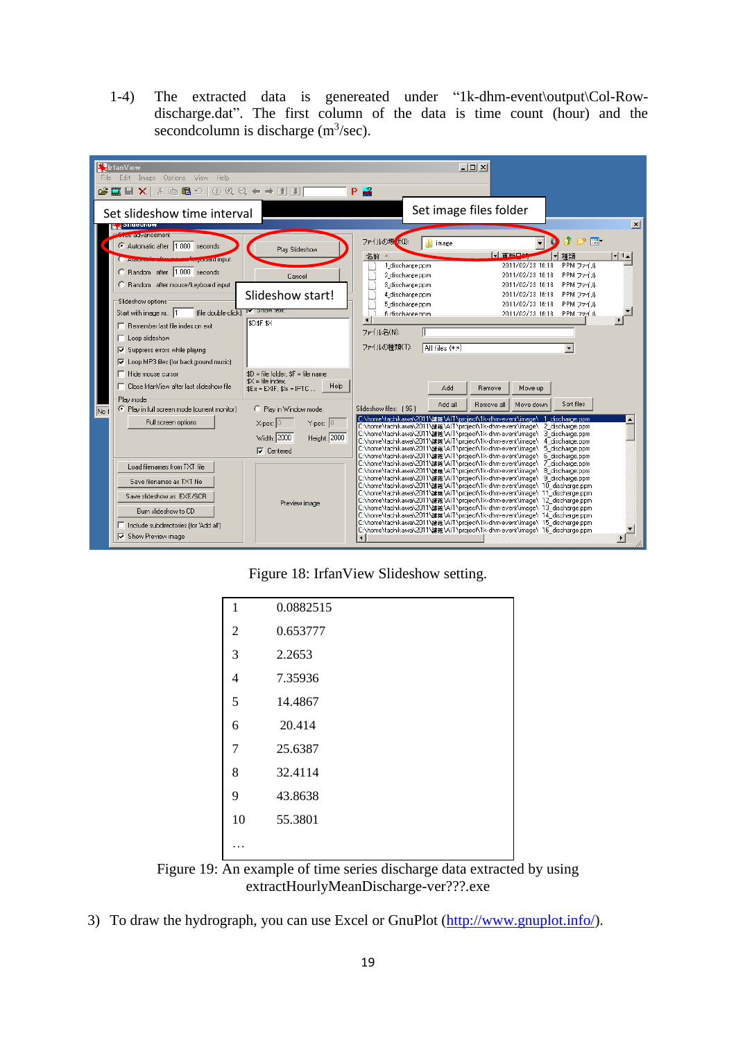1-4) The extracted data is genereated under "1k-dhm-event\output\Col-Row-discharge.dat". The first column of the data is time count (hour) and the secondcolumn is discharge ($m^3$/sec).

Figure 18: IrfanView Slideshow setting.

| | |
|---|---|
| 1 | 0.0882515 |
| 2 | 0.653777 |
| 3 | 2.2653 |
| 4 | 7.35936 |
| 5 | 14.4867 |
| 6 | 20.414 |
| 7 | 25.6387 |
| 8 | 32.4114 |
| 9 | 43.8638 |
| 10 | 55.3801 |
| … | |

Figure 19: An example of time series discharge data extracted by using extractHourlyMeanDischarge-ver???.exe

3) To draw the hydrograph, you can use Excel or GnuPlot (http://www.gnuplot.info/).